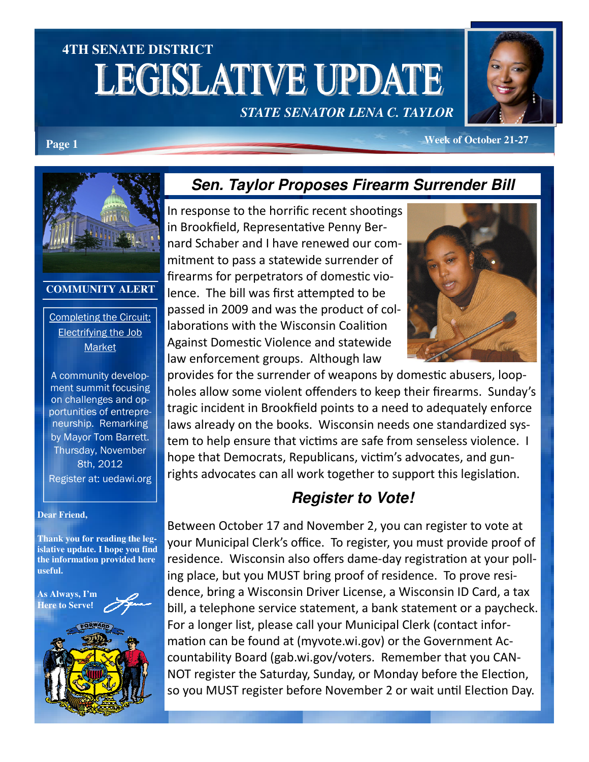# 4TH SENATE DISTRICT

# LEGISLATIVE UPDATE

***STATE SENATOR LENA C. TAYLOR***

**Week of October 21-27**

## Sen. Taylor Proposes Firearm Surrender Bill

In response to the horrific recent shootings in Brookfield, Representative Penny Bernard Schaber and I have renewed our commitment to pass a statewide surrender of firearms for perpetrators of domestic violence. The bill was first attempted to be passed in 2009 and was the product of collaborations with the Wisconsin Coalition Against Domestic Violence and statewide law enforcement groups. Although law provides for the surrender of weapons by domestic abusers, loopholes allow some violent offenders to keep their firearms. Sunday's tragic incident in Brookfield points to a need to adequately enforce laws already on the books. Wisconsin needs one standardized system to help ensure that victims are safe from senseless violence. I hope that Democrats, Republicans, victim's advocates, and gun-rights advocates can all work together to support this legislation.

## Register to Vote!

Between October 17 and November 2, you can register to vote at your Municipal Clerk's office. To register, you must provide proof of residence. Wisconsin also offers dame-day registration at your polling place, but you MUST bring proof of residence. To prove residence, bring a Wisconsin Driver License, a Wisconsin ID Card, a tax bill, a telephone service statement, a bank statement or a paycheck. For a longer list, please call your Municipal Clerk (contact information can be found at (myvote.wi.gov) or the Government Accountability Board (gab.wi.gov/voters. Remember that you CANNOT register the Saturday, Sunday, or Monday before the Election, so you MUST register before November 2 or wait until Election Day.

### COMMUNITY ALERT

Completing the Circuit: Electrifying the Job Market

A community development summit focusing on challenges and opportunities of entrepreneurship. Remarking by Mayor Tom Barrett. Thursday, November 8th, 2012

Register at: uedawi.org

**Dear Friend,**

**Thank you for reading the legislative update. I hope you find the information provided here useful.**

**As Always, I'm Here to Serve!**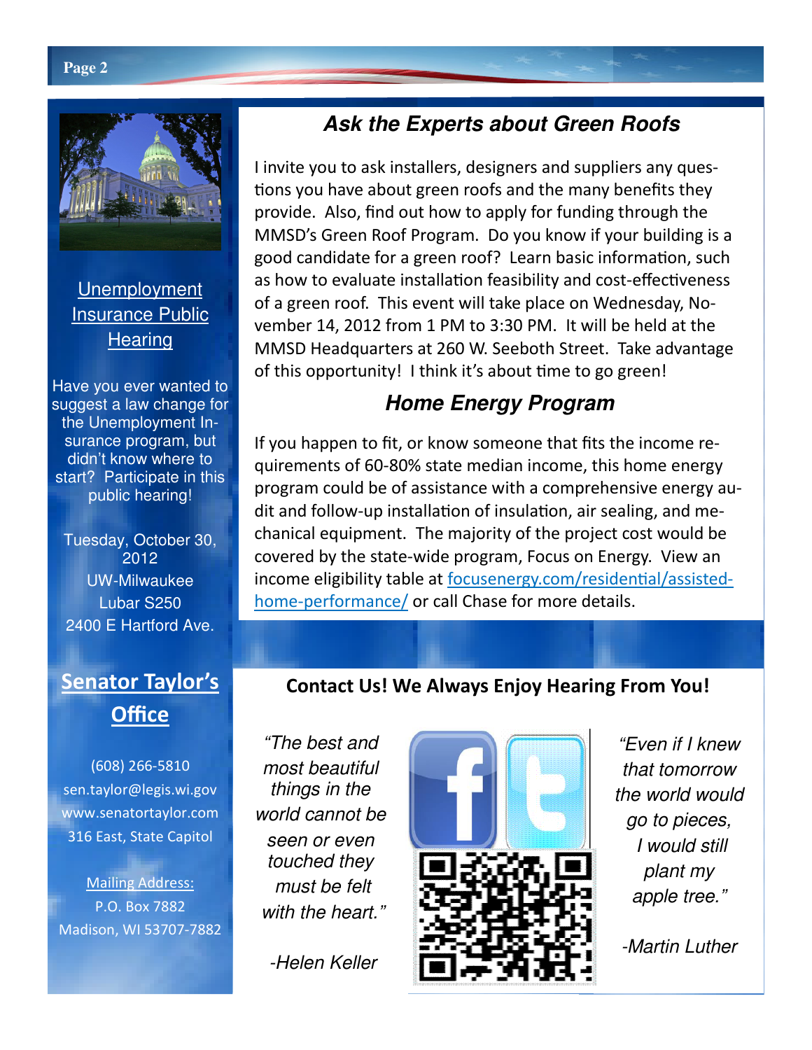## Unemployment Insurance Public Hearing

Have you ever wanted to suggest a law change for the Unemployment Insurance program, but didn't know where to start? Participate in this public hearing!

Tuesday, October 30, 2012
UW-Milwaukee
Lubar S250
2400 E Hartford Ave.

## Senator Taylor's Office

(608) 266-5810
sen.taylor@legis.wi.gov
www.senatortaylor.com
316 East, State Capitol

Mailing Address:
P.O. Box 7882
Madison, WI 53707-7882

## *Ask the Experts about Green Roofs*

I invite you to ask installers, designers and suppliers any questions you have about green roofs and the many benefits they provide. Also, find out how to apply for funding through the MMSD's Green Roof Program. Do you know if your building is a good candidate for a green roof? Learn basic information, such as how to evaluate installation feasibility and cost-effectiveness of a green roof. This event will take place on Wednesday, November 14, 2012 from 1 PM to 3:30 PM. It will be held at the MMSD Headquarters at 260 W. Seeboth Street. Take advantage of this opportunity! I think it's about time to go green!

## *Home Energy Program*

If you happen to fit, or know someone that fits the income requirements of 60-80% state median income, this home energy program could be of assistance with a comprehensive energy audit and follow-up installation of insulation, air sealing, and mechanical equipment. The majority of the project cost would be covered by the state-wide program, Focus on Energy. View an income eligibility table at focusenergy.com/residential/assisted-home-performance/ or call Chase for more details.

## Contact Us! We Always Enjoy Hearing From You!

*"The best and most beautiful things in the world cannot be seen or even touched they must be felt with the heart."*

*-Helen Keller*

*"Even if I knew that tomorrow the world would go to pieces, I would still plant my apple tree."*

*-Martin Luther*